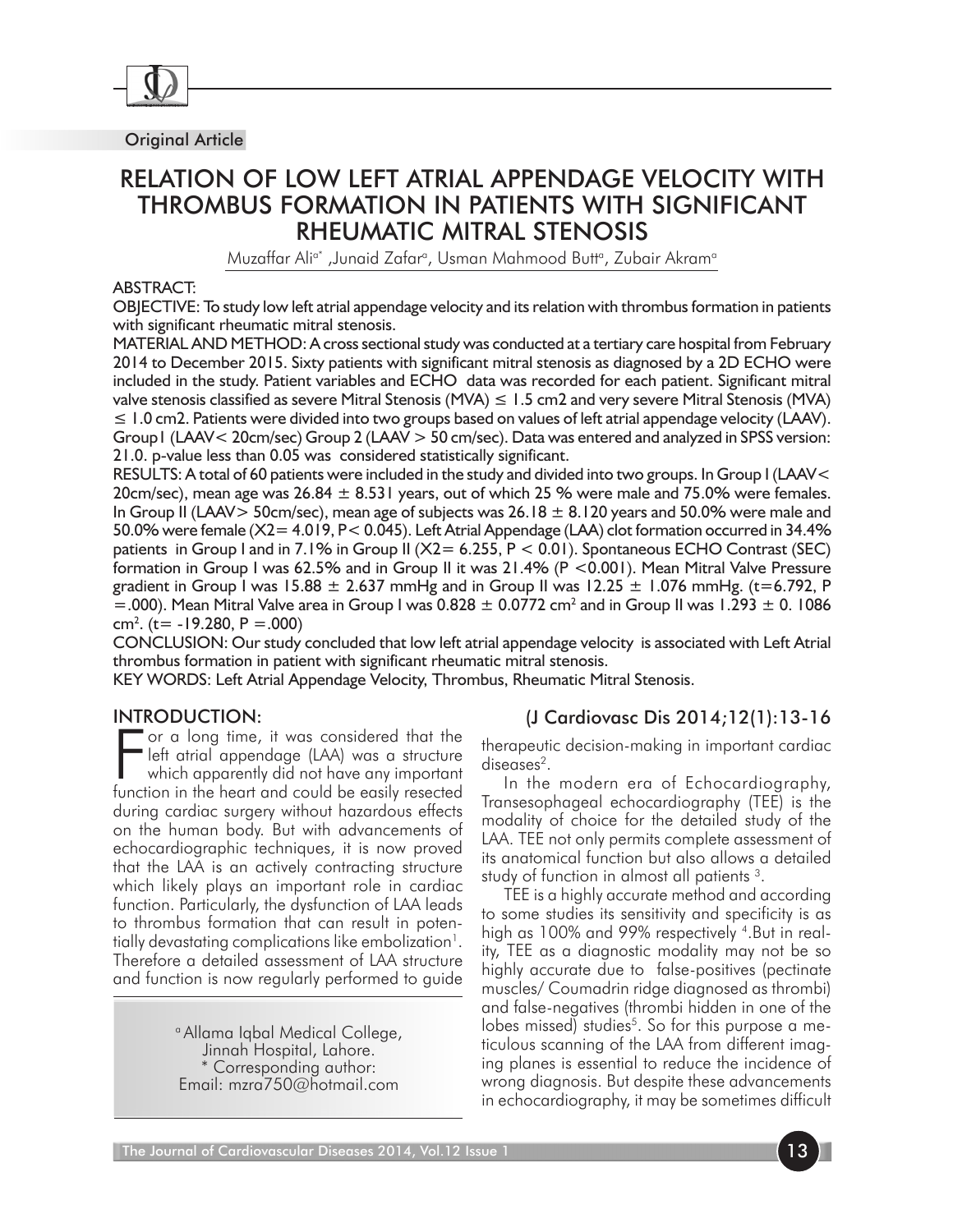Original Article

# RELATION OF LOW LEFT ATRIAL APPENDAGE VELOCITY WITH THROMBUS FORMATION IN PATIENTS WITH SIGNIFICANT RHEUMATIC MITRAL STENOSIS

Muzaffar Ali[a*], Junaid Zafar[a], Usman Mahmood Butt[a], Zubair Akram[a]

## ABSTRACT:

OBJECTIVE: To study low left atrial appendage velocity and its relation with thrombus formation in patients with significant rheumatic mitral stenosis.

MATERIAL AND METHOD: A cross sectional study was conducted at a tertiary care hospital from February 2014 to December 2015. Sixty patients with significant mitral stenosis as diagnosed by a 2D ECHO were included in the study. Patient variables and ECHO data was recorded for each patient. Significant mitral valve stenosis classified as severe Mitral Stenosis (MVA) ≤ 1.5 cm2 and very severe Mitral Stenosis (MVA) ≤ 1.0 cm2. Patients were divided into two groups based on values of left atrial appendage velocity (LAAV). Group I (LAAV< 20cm/sec) Group 2 (LAAV > 50 cm/sec). Data was entered and analyzed in SPSS version: 21.0. p-value less than 0.05 was considered statistically significant.

RESULTS: A total of 60 patients were included in the study and divided into two groups. In Group I (LAAV< 20cm/sec), mean age was 26.84 ± 8.531 years, out of which 25 % were male and 75.0% were females. In Group II (LAAV> 50cm/sec), mean age of subjects was 26.18 ± 8.120 years and 50.0% were male and 50.0% were female ($X2= 4.019$, $P< 0.045$). Left Atrial Appendage (LAA) clot formation occurred in 34.4% patients in Group I and in 7.1% in Group II ($X2= 6.255$, $P < 0.01$). Spontaneous ECHO Contrast (SEC) formation in Group I was 62.5% and in Group II it was 21.4% ($P <0.001$). Mean Mitral Valve Pressure gradient in Group I was 15.88 ± 2.637 mmHg and in Group II was 12.25 ± 1.076 mmHg. ($t=6.792$, $P =.000$). Mean Mitral Valve area in Group I was 0.828 ± 0.0772 $cm^2$ and in Group II was 1.293 ± 0. 1086 $cm^2$. ($t= -19.280$, $P =.000$)

CONCLUSION: Our study concluded that low left atrial appendage velocity is associated with Left Atrial thrombus formation in patient with significant rheumatic mitral stenosis.

KEY WORDS: Left Atrial Appendage Velocity, Thrombus, Rheumatic Mitral Stenosis.

(J Cardiovasc Dis 2014;12(1):13-16

## INTRODUCTION:

For a long time, it was considered that the left atrial appendage (LAA) was a structure which apparently did not have any important function in the heart and could be easily resected during cardiac surgery without hazardous effects on the human body. But with advancements of echocardiographic techniques, it is now proved that the LAA is an actively contracting structure which likely plays an important role in cardiac function. Particularly, the dysfunction of LAA leads to thrombus formation that can result in potentially devastating complications like embolization[1]. Therefore a detailed assessment of LAA structure and function is now regularly performed to guide therapeutic decision-making in important cardiac diseases[2].

In the modern era of Echocardiography, Transesophageal echocardiography (TEE) is the modality of choice for the detailed study of the LAA. TEE not only permits complete assessment of its anatomical function but also allows a detailed study of function in almost all patients [3].

TEE is a highly accurate method and according to some studies its sensitivity and specificity is as high as 100% and 99% respectively [4]. But in reality, TEE as a diagnostic modality may not be so highly accurate due to false-positives (pectinate muscles/ Coumadrin ridge diagnosed as thrombi) and false-negatives (thrombi hidden in one of the lobes missed) studies[5]. So for this purpose a meticulous scanning of the LAA from different imaging planes is essential to reduce the incidence of wrong diagnosis. But despite these advancements in echocardiography, it may be sometimes difficult

[a] Allama Iqbal Medical College, Jinnah Hospital, Lahore.
\* Corresponding author:
Email: mzra750@hotmail.com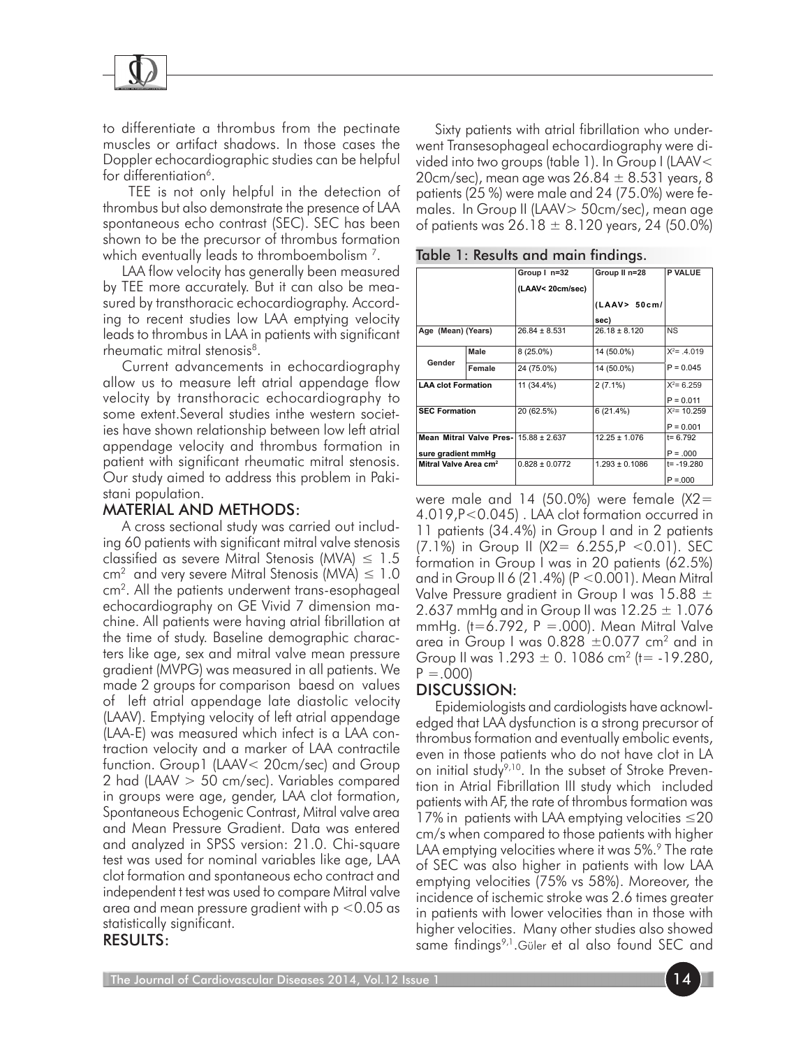to differentiate a thrombus from the pectinate muscles or artifact shadows. In those cases the Doppler echocardiographic studies can be helpful for differentiation[6].

TEE is not only helpful in the detection of thrombus but also demonstrate the presence of LAA spontaneous echo contrast (SEC). SEC has been shown to be the precursor of thrombus formation which eventually leads to thromboembolism [7].

LAA flow velocity has generally been measured by TEE more accurately. But it can also be measured by transthoracic echocardiography. According to recent studies low LAA emptying velocity leads to thrombus in LAA in patients with significant rheumatic mitral stenosis[8].

Current advancements in echocardiography allow us to measure left atrial appendage flow velocity by transthoracic echocardiography to some extent.Several studies inthe western societies have shown relationship between low left atrial appendage velocity and thrombus formation in patient with significant rheumatic mitral stenosis. Our study aimed to address this problem in Pakistani population.

## MATERIAL AND METHODS:

A cross sectional study was carried out including 60 patients with significant mitral valve stenosis classified as severe Mitral Stenosis (MVA) ≤ 1.5 $cm^2$ and very severe Mitral Stenosis (MVA) ≤ 1.0 $cm^2$. All the patients underwent trans-esophageal echocardiography on GE Vivid 7 dimension machine. All patients were having atrial fibrillation at the time of study. Baseline demographic characters like age, sex and mitral valve mean pressure gradient (MVPG) was measured in all patients. We made 2 groups for comparison baesd on values of left atrial appendage late diastolic velocity (LAAV). Emptying velocity of left atrial appendage (LAA-E) was measured which infect is a LAA contraction velocity and a marker of LAA contractile function. Group1 (LAAV< 20cm/sec) and Group 2 had (LAAV > 50 cm/sec). Variables compared in groups were age, gender, LAA clot formation, Spontaneous Echogenic Contrast, Mitral valve area and Mean Pressure Gradient. Data was entered and analyzed in SPSS version: 21.0. Chi-square test was used for nominal variables like age, LAA clot formation and spontaneous echo contract and independent t test was used to compare Mitral valve area and mean pressure gradient with $p < 0.05$ as statistically significant.

## RESULTS:

Sixty patients with atrial fibrillation who underwent Transesophageal echocardiography were divided into two groups (table 1). In Group I (LAAV< 20cm/sec), mean age was 26.84 ± 8.531 years, 8 patients (25 %) were male and 24 (75.0%) were females. In Group II (LAAV> 50cm/sec), mean age of patients was 26.18 ± 8.120 years, 24 (50.0%) were male and 14 (50.0%) were female ($X2= 4.019, P<0.045$) . LAA clot formation occurred in 11 patients (34.4%) in Group I and in 2 patients (7.1%) in Group II ($X2= 6.255, P<0.01$). SEC formation in Group I was in 20 patients (62.5%) and in Group II 6 (21.4%) ($P<0.001$). Mean Mitral Valve Pressure gradient in Group I was 15.88 ± 2.637 mmHg and in Group II was 12.25 ± 1.076 mmHg. ($t=6.792$, $P=.000$). Mean Mitral Valve area in Group I was 0.828 ±0.077 $cm^2$ and in Group II was 1.293 ± 0. 1086 $cm^2$ ($t= -19.280$, $P=.000$)

Table 1: Results and main findings.

| | | Group I n=32 (LAAV< 20cm/sec) | Group II n=28 (LAAV> 50cm/sec) | P VALUE |
|---|---|---|---|---|
| Age (Mean) (Years) | | 26.84 ± 8.531 | 26.18 ± 8.120 | NS |
| Gender | Male | 8 (25.0%) | 14 (50.0%) | $X^2$= .4.019 |
| | Female | 24 (75.0%) | 14 (50.0%) | P = 0.045 |
| LAA clot Formation | | 11 (34.4%) | 2 (7.1%) | $X^2$= 6.259 P = 0.011 |
| SEC Formation | | 20 (62.5%) | 6 (21.4%) | $X^2$= 10.259 P = 0.001 |
| Mean Mitral Valve Pressure gradient mmHg | | 15.88 ± 2.637 | 12.25 ± 1.076 | t= 6.792 P = .000 |
| Mitral Valve Area $cm^2$ | | 0.828 ± 0.0772 | 1.293 ± 0.1086 | t= -19.280 P =.000 |

## DISCUSSION:

Epidemiologists and cardiologists have acknowledged that LAA dysfunction is a strong precursor of thrombus formation and eventually embolic events, even in those patients who do not have clot in LA on initial study[9,10]. In the subset of Stroke Prevention in Atrial Fibrillation III study which included patients with AF, the rate of thrombus formation was 17% in patients with LAA emptying velocities ≤20 cm/s when compared to those patients with higher LAA emptying velocities where it was 5%.[9] The rate of SEC was also higher in patients with low LAA emptying velocities (75% vs 58%). Moreover, the incidence of ischemic stroke was 2.6 times greater in patients with lower velocities than in those with higher velocities. Many other studies also showed same findings[9,1].Güler et al also found SEC and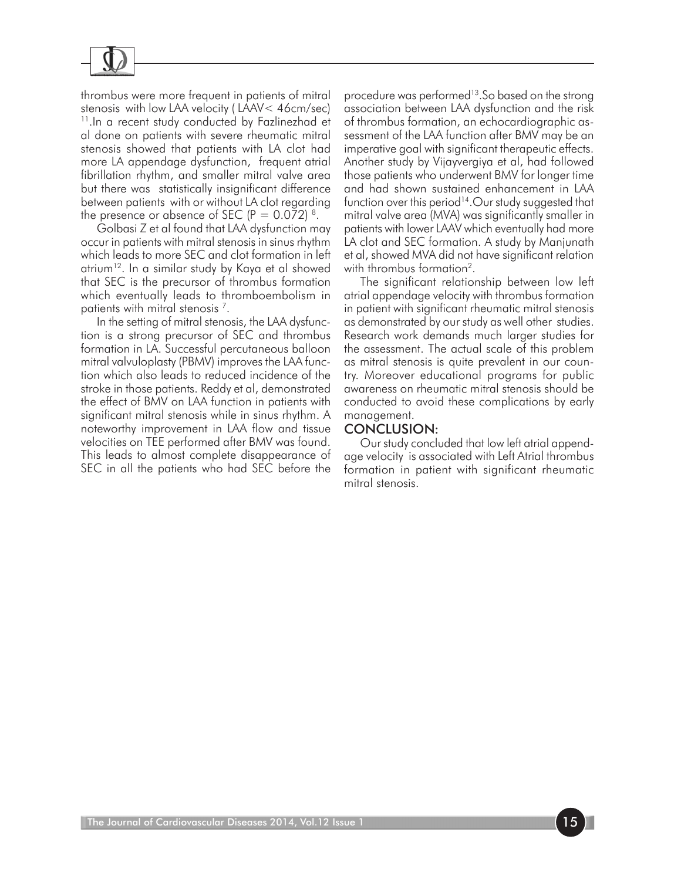thrombus were more frequent in patients of mitral stenosis with low LAA velocity ( LAAV< 46cm/sec) [11]. In a recent study conducted by Fazlinezhad et al done on patients with severe rheumatic mitral stenosis showed that patients with LA clot had more LA appendage dysfunction, frequent atrial fibrillation rhythm, and smaller mitral valve area but there was statistically insignificant difference between patients with or without LA clot regarding the presence or absence of SEC ($P = 0.072$) [8].

Golbasi Z et al found that LAA dysfunction may occur in patients with mitral stenosis in sinus rhythm which leads to more SEC and clot formation in left atrium[12]. In a similar study by Kaya et al showed that SEC is the precursor of thrombus formation which eventually leads to thromboembolism in patients with mitral stenosis [7].

In the setting of mitral stenosis, the LAA dysfunction is a strong precursor of SEC and thrombus formation in LA. Successful percutaneous balloon mitral valvuloplasty (PBMV) improves the LAA function which also leads to reduced incidence of the stroke in those patients. Reddy et al, demonstrated the effect of BMV on LAA function in patients with significant mitral stenosis while in sinus rhythm. A noteworthy improvement in LAA flow and tissue velocities on TEE performed after BMV was found. This leads to almost complete disappearance of SEC in all the patients who had SEC before the procedure was performed[13]. So based on the strong association between LAA dysfunction and the risk of thrombus formation, an echocardiographic assessment of the LAA function after BMV may be an imperative goal with significant therapeutic effects. Another study by Vijayvergiya et al, had followed those patients who underwent BMV for longer time and had shown sustained enhancement in LAA function over this period[14]. Our study suggested that mitral valve area (MVA) was significantly smaller in patients with lower LAAV which eventually had more LA clot and SEC formation. A study by Manjunath et al, showed MVA did not have significant relation with thrombus formation[2].

The significant relationship between low left atrial appendage velocity with thrombus formation in patient with significant rheumatic mitral stenosis as demonstrated by our study as well other studies. Research work demands much larger studies for the assessment. The actual scale of this problem as mitral stenosis is quite prevalent in our country. Moreover educational programs for public awareness on rheumatic mitral stenosis should be conducted to avoid these complications by early management.

## CONCLUSION:

Our study concluded that low left atrial appendage velocity is associated with Left Atrial thrombus formation in patient with significant rheumatic mitral stenosis.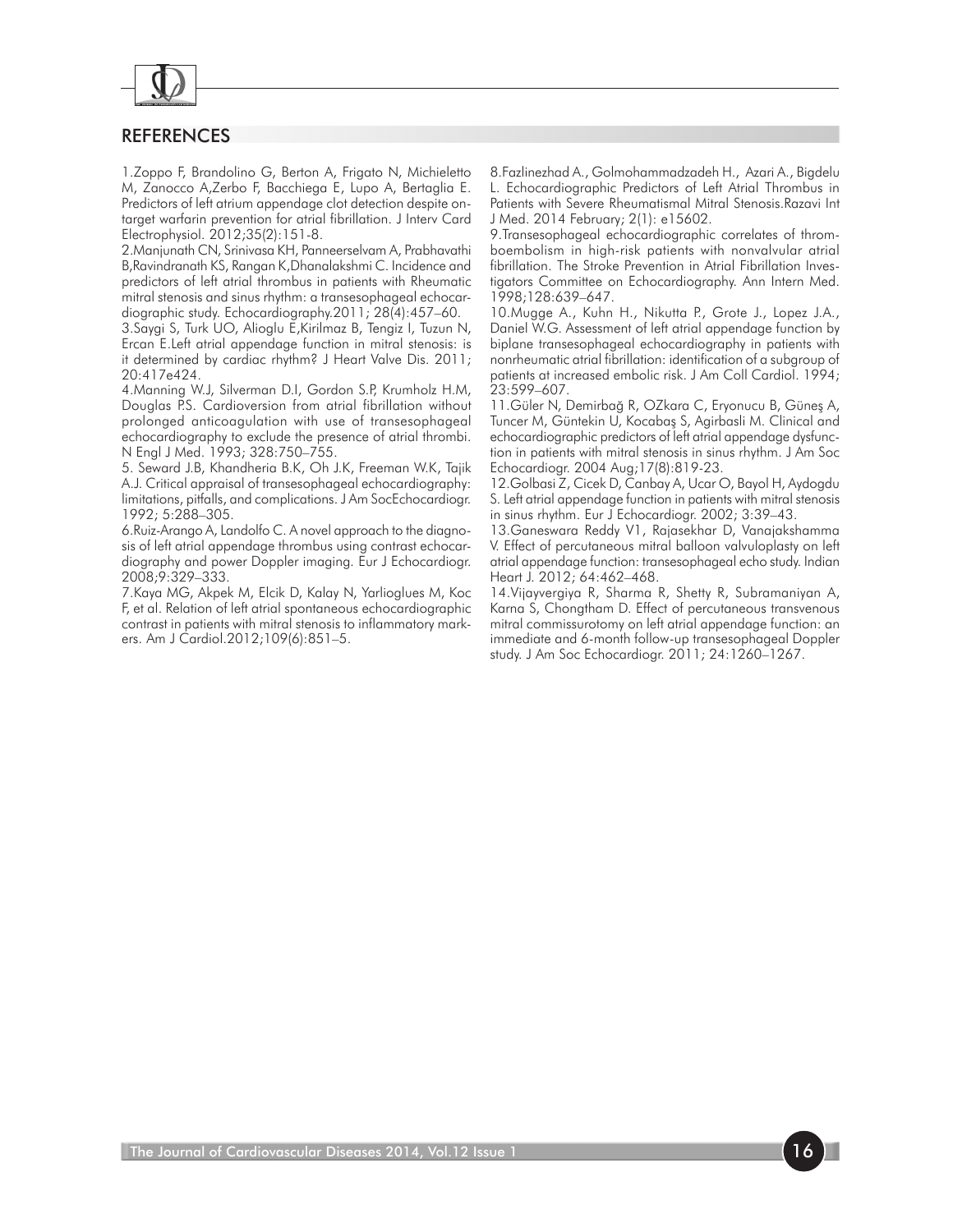## REFERENCES

1.Zoppo F, Brandolino G, Berton A, Frigato N, Michieletto M, Zanocco A,Zerbo F, Bacchiega E, Lupo A, Bertaglia E. Predictors of left atrium appendage clot detection despite on-target warfarin prevention for atrial fibrillation. J Interv Card Electrophysiol. 2012;35(2):151-8.

2.Manjunath CN, Srinivasa KH, Panneerselvam A, Prabhavathi B,Ravindranath KS, Rangan K,Dhanalakshmi C. Incidence and predictors of left atrial thrombus in patients with Rheumatic mitral stenosis and sinus rhythm: a transesophageal echocardiographic study. Echocardiography.2011; 28(4):457–60.

3.Saygi S, Turk UO, Alioglu E,Kirilmaz B, Tengiz I, Tuzun N, Ercan E.Left atrial appendage function in mitral stenosis: is it determined by cardiac rhythm? J Heart Valve Dis. 2011; 20:417e424.

4.Manning W.J, Silverman D.I, Gordon S.P, Krumholz H.M, Douglas P.S. Cardioversion from atrial fibrillation without prolonged anticoagulation with use of transesophageal echocardiography to exclude the presence of atrial thrombi. N Engl J Med. 1993; 328:750–755.

5. Seward J.B, Khandheria B.K, Oh J.K, Freeman W.K, Tajik A.J. Critical appraisal of transesophageal echocardiography: limitations, pitfalls, and complications. J Am SocEchocardiogr. 1992; 5:288–305.

6.Ruiz-Arango A, Landolfo C. A novel approach to the diagnosis of left atrial appendage thrombus using contrast echocardiography and power Doppler imaging. Eur J Echocardiogr. 2008;9:329–333.

7.Kaya MG, Akpek M, Elcik D, Kalay N, Yarlioglues M, Koc F, et al. Relation of left atrial spontaneous echocardiographic contrast in patients with mitral stenosis to inflammatory markers. Am J Cardiol.2012;109(6):851–5.

8.Fazlinezhad A., Golmohammadzadeh H., Azari A., Bigdelu L. Echocardiographic Predictors of Left Atrial Thrombus in Patients with Severe Rheumatismal Mitral Stenosis.Razavi Int J Med. 2014 February; 2(1): e15602.

9.Transesophageal echocardiographic correlates of thromboembolism in high-risk patients with nonvalvular atrial fibrillation. The Stroke Prevention in Atrial Fibrillation Investigators Committee on Echocardiography. Ann Intern Med. 1998;128:639–647.

10.Mugge A., Kuhn H., Nikutta P., Grote J., Lopez J.A., Daniel W.G. Assessment of left atrial appendage function by biplane transesophageal echocardiography in patients with nonrheumatic atrial fibrillation: identification of a subgroup of patients at increased embolic risk. J Am Coll Cardiol. 1994; 23:599–607.

11.Güler N, Demirbağ R, OZkara C, Eryonucu B, Güneş A, Tuncer M, Güntekin U, Kocabaş S, Agirbasli M. Clinical and echocardiographic predictors of left atrial appendage dysfunction in patients with mitral stenosis in sinus rhythm. J Am Soc Echocardiogr. 2004 Aug;17(8):819-23.

12.Golbasi Z, Cicek D, Canbay A, Ucar O, Bayol H, Aydogdu S. Left atrial appendage function in patients with mitral stenosis in sinus rhythm. Eur J Echocardiogr. 2002; 3:39–43.

13.Ganeswara Reddy V1, Rajasekhar D, Vanajakshamma V. Effect of percutaneous mitral balloon valvuloplasty on left atrial appendage function: transesophageal echo study. Indian Heart J. 2012; 64:462–468.

14.Vijayvergiya R, Sharma R, Shetty R, Subramaniyan A, Karna S, Chongtham D. Effect of percutaneous transvenous mitral commissurotomy on left atrial appendage function: an immediate and 6-month follow-up transesophageal Doppler study. J Am Soc Echocardiogr. 2011; 24:1260–1267.